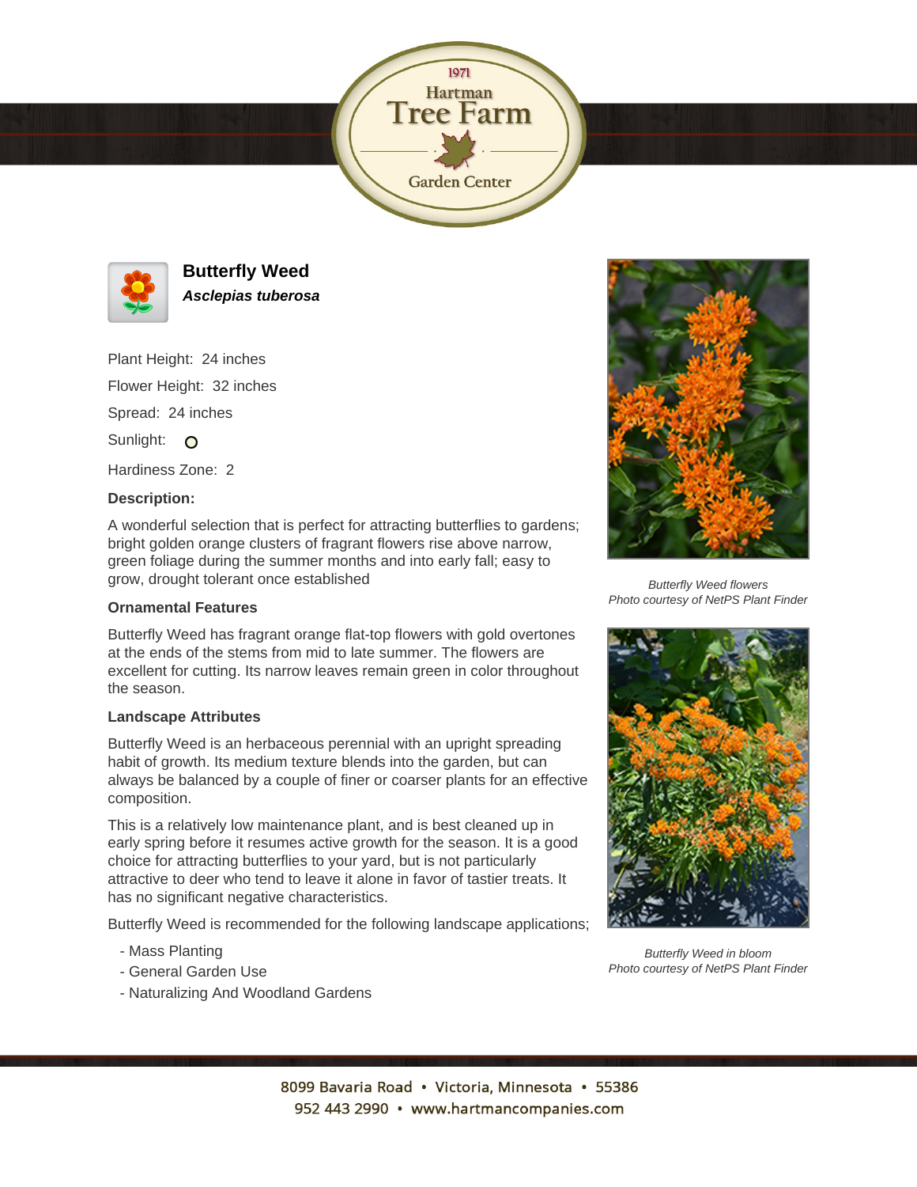# Butterfly Weed

***Asclepias tuberosa***

Plant Height: 24 inches

Flower Height: 32 inches

Spread: 24 inches

Sunlight: O

Hardiness Zone: 2

**Description:**

A wonderful selection that is perfect for attracting butterflies to gardens; bright golden orange clusters of fragrant flowers rise above narrow, green foliage during the summer months and into early fall; easy to grow, drought tolerant once established

**Ornamental Features**

Butterfly Weed has fragrant orange flat-top flowers with gold overtones at the ends of the stems from mid to late summer. The flowers are excellent for cutting. Its narrow leaves remain green in color throughout the season.

**Landscape Attributes**

Butterfly Weed is an herbaceous perennial with an upright spreading habit of growth. Its medium texture blends into the garden, but can always be balanced by a couple of finer or coarser plants for an effective composition.

This is a relatively low maintenance plant, and is best cleaned up in early spring before it resumes active growth for the season. It is a good choice for attracting butterflies to your yard, but is not particularly attractive to deer who tend to leave it alone in favor of tastier treats. It has no significant negative characteristics.

Butterfly Weed is recommended for the following landscape applications;

- Mass Planting
- General Garden Use
- Naturalizing And Woodland Gardens

*Butterfly Weed flowers*
*Photo courtesy of NetPS Plant Finder*

*Butterfly Weed in bloom*
*Photo courtesy of NetPS Plant Finder*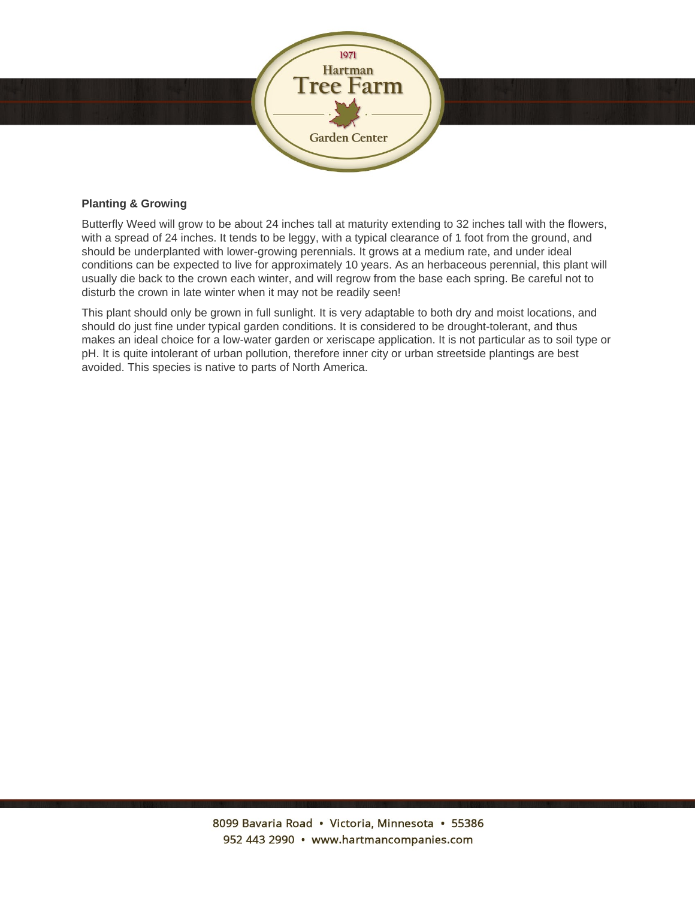### Planting & Growing

Butterfly Weed will grow to be about 24 inches tall at maturity extending to 32 inches tall with the flowers, with a spread of 24 inches. It tends to be leggy, with a typical clearance of 1 foot from the ground, and should be underplanted with lower-growing perennials. It grows at a medium rate, and under ideal conditions can be expected to live for approximately 10 years. As an herbaceous perennial, this plant will usually die back to the crown each winter, and will regrow from the base each spring. Be careful not to disturb the crown in late winter when it may not be readily seen!

This plant should only be grown in full sunlight. It is very adaptable to both dry and moist locations, and should do just fine under typical garden conditions. It is considered to be drought-tolerant, and thus makes an ideal choice for a low-water garden or xeriscape application. It is not particular as to soil type or pH. It is quite intolerant of urban pollution, therefore inner city or urban streetside plantings are best avoided. This species is native to parts of North America.